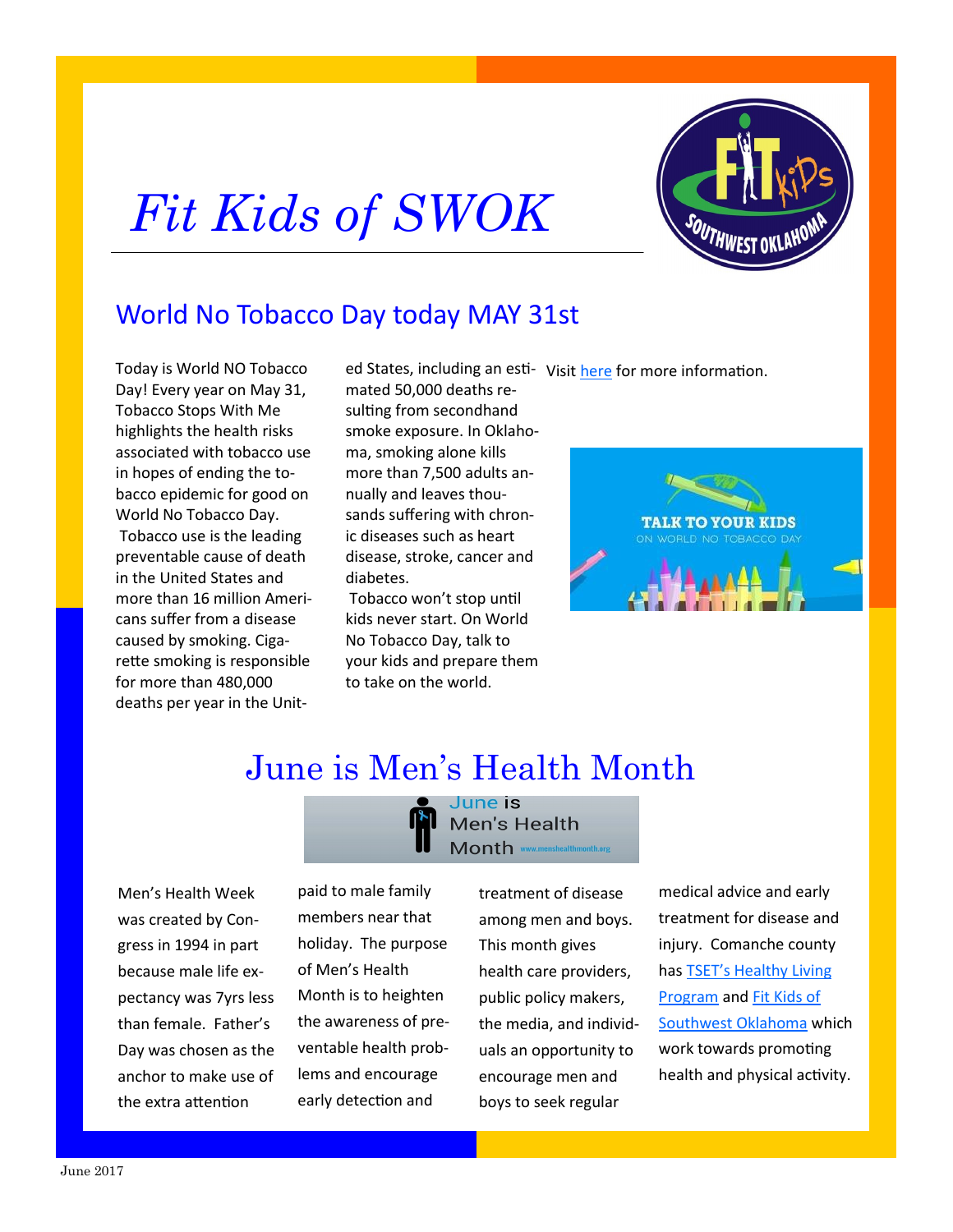# Fit Kids of SWOK

## World No Tobacco Day today MAY 31st

Today is World NO Tobacco Day! Every year on May 31, Tobacco Stops With Me highlights the health risks associated with tobacco use in hopes of ending the tobacco epidemic for good on World No Tobacco Day.

Tobacco use is the leading preventable cause of death in the United States and more than 16 million Americans suffer from a disease caused by smoking. Cigarette smoking is responsible for more than 480,000 deaths per year in the United States, including an estimated 50,000 deaths resulting from secondhand smoke exposure. In Oklahoma, smoking alone kills more than 7,500 adults annually and leaves thousands suffering with chronic diseases such as heart disease, stroke, cancer and diabetes.

Tobacco won't stop until kids never start. On World No Tobacco Day, talk to your kids and prepare them to take on the world.

Visit [here]() for more information.

## June is Men's Health Month

Men's Health Week was created by Congress in 1994 in part because male life expectancy was 7yrs less than female. Father's Day was chosen as the anchor to make use of the extra attention paid to male family members near that holiday. The purpose of Men's Health Month is to heighten the awareness of preventable health problems and encourage early detection and treatment of disease among men and boys. This month gives health care providers, public policy makers, the media, and individuals an opportunity to encourage men and boys to seek regular medical advice and early treatment for disease and injury. Comanche county has [TSET's Healthy Living Program]() and [Fit Kids of Southwest Oklahoma]() which work towards promoting health and physical activity.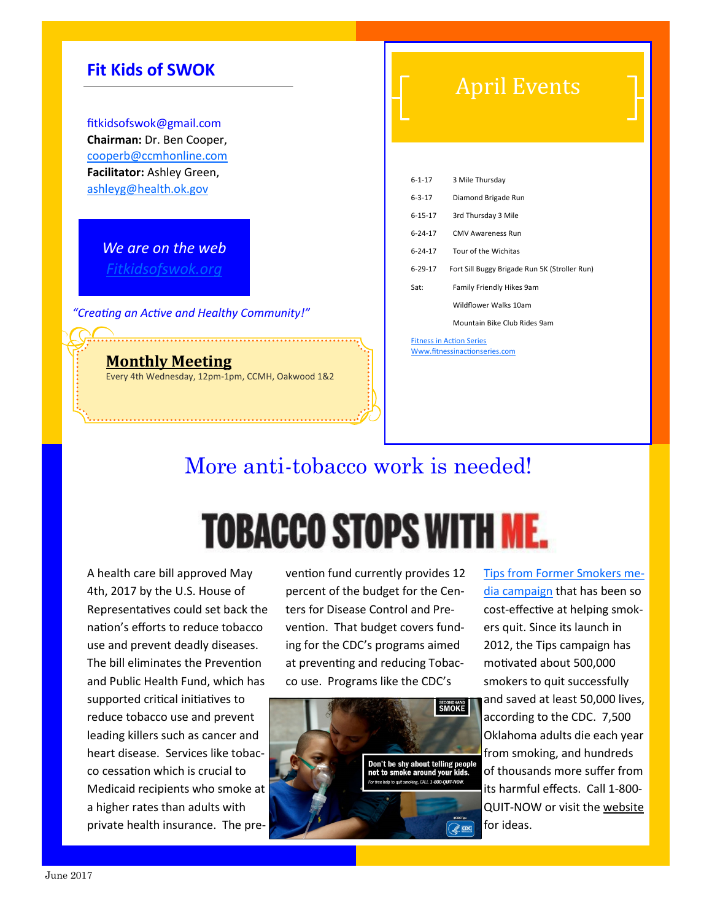## Fit Kids of SWOK

fitkidsofswok@gmail.com
**Chairman:** Dr. Ben Cooper, cooperb@ccmhonline.com
**Facilitator:** Ashley Green, ashleyg@health.ok.gov

*We are on the web*
*Fitkidsofswok.org*

*"Creating an Active and Healthy Community!"*

### Monthly Meeting

Every 4th Wednesday, 12pm-1pm, CCMH, Oakwood 1&2

## April Events

| | |
|---|---|
| 6-1-17 | 3 Mile Thursday |
| 6-3-17 | Diamond Brigade Run |
| 6-15-17 | 3rd Thursday 3 Mile |
| 6-24-17 | CMV Awareness Run |
| 6-24-17 | Tour of the Wichitas |
| 6-29-17 | Fort Sill Buggy Brigade Run 5K (Stroller Run) |
| Sat: | Family Friendly Hikes 9am |
| | Wildflower Walks 10am |
| | Mountain Bike Club Rides 9am |

Fitness in Action Series
Www.fitnessinactionseries.com

## More anti-tobacco work is needed!

# TOBACCO STOPS WITH ME.

A health care bill approved May 4th, 2017 by the U.S. House of Representatives could set back the nation's efforts to reduce tobacco use and prevent deadly diseases. The bill eliminates the Prevention and Public Health Fund, which has supported critical initiatives to reduce tobacco use and prevent leading killers such as cancer and heart disease. Services like tobacco cessation which is crucial to Medicaid recipients who smoke at a higher rates than adults with private health insurance. The prevention fund currently provides 12 percent of the budget for the Centers for Disease Control and Prevention. That budget covers funding for the CDC's programs aimed at preventing and reducing Tobacco use. Programs like the CDC's Tips from Former Smokers media campaign that has been so cost-effective at helping smokers quit. Since its launch in 2012, the Tips campaign has motivated about 500,000 smokers to quit successfully and saved at least 50,000 lives, according to the CDC. 7,500 Oklahoma adults die each year from smoking, and hundreds of thousands more suffer from its harmful effects. Call 1-800-QUIT-NOW or visit the website for ideas.

SECONDHAND SMOKE

Don't be shy about telling people not to smoke around your kids.

For free help to quit smoking, CALL 1-800-QUIT-NOW.

June 2017